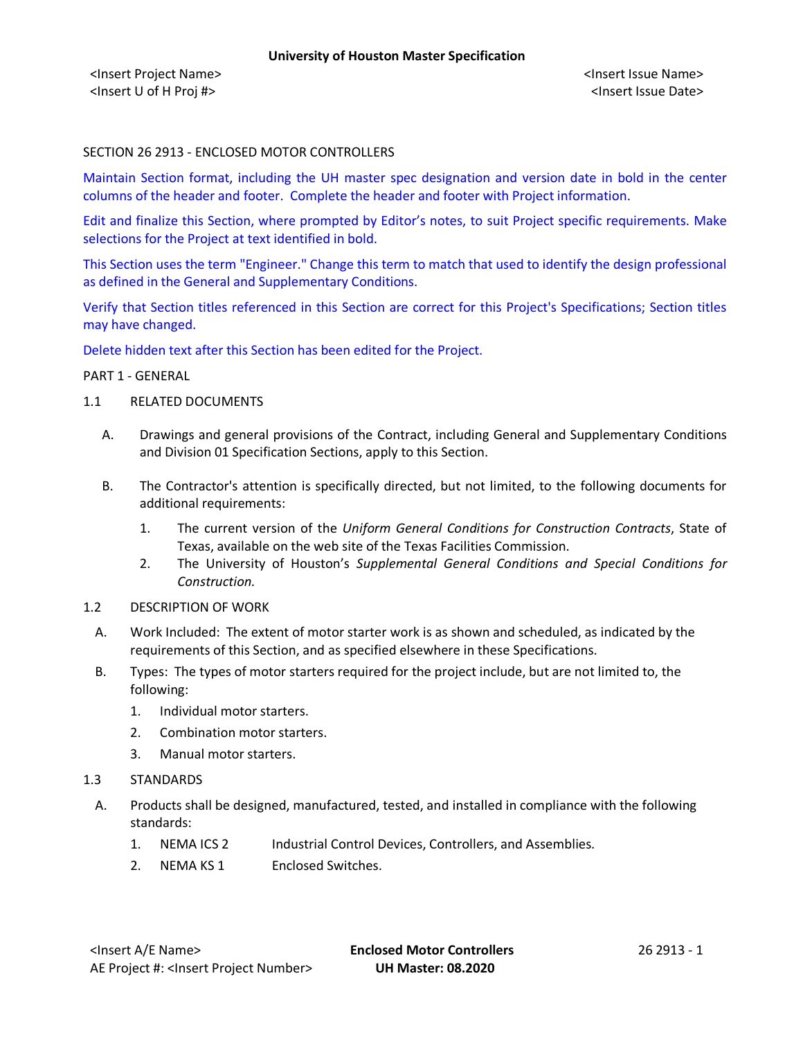SECTION 26 2913 - ENCLOSED MOTOR CONTROLLERS

Maintain Section format, including the UH master spec designation and version date in bold in the center columns of the header and footer. Complete the header and footer with Project information.

Edit and finalize this Section, where prompted by Editor's notes, to suit Project specific requirements. Make selections for the Project at text identified in bold.

This Section uses the term "Engineer." Change this term to match that used to identify the design professional as defined in the General and Supplementary Conditions.

Verify that Section titles referenced in this Section are correct for this Project's Specifications; Section titles may have changed.

Delete hidden text after this Section has been edited for the Project.

PART 1 - GENERAL

1.1 RELATED DOCUMENTS

A. Drawings and general provisions of the Contract, including General and Supplementary Conditions and Division 01 Specification Sections, apply to this Section.

B. The Contractor's attention is specifically directed, but not limited, to the following documents for additional requirements:

1. The current version of the *Uniform General Conditions for Construction Contracts*, State of Texas, available on the web site of the Texas Facilities Commission.
2. The University of Houston's *Supplemental General Conditions and Special Conditions for Construction.*

1.2 DESCRIPTION OF WORK

A. Work Included: The extent of motor starter work is as shown and scheduled, as indicated by the requirements of this Section, and as specified elsewhere in these Specifications.

B. Types: The types of motor starters required for the project include, but are not limited to, the following:

1. Individual motor starters.
2. Combination motor starters.
3. Manual motor starters.

1.3 STANDARDS

A. Products shall be designed, manufactured, tested, and installed in compliance with the following standards:

1. NEMA ICS 2 Industrial Control Devices, Controllers, and Assemblies.
2. NEMA KS 1 Enclosed Switches.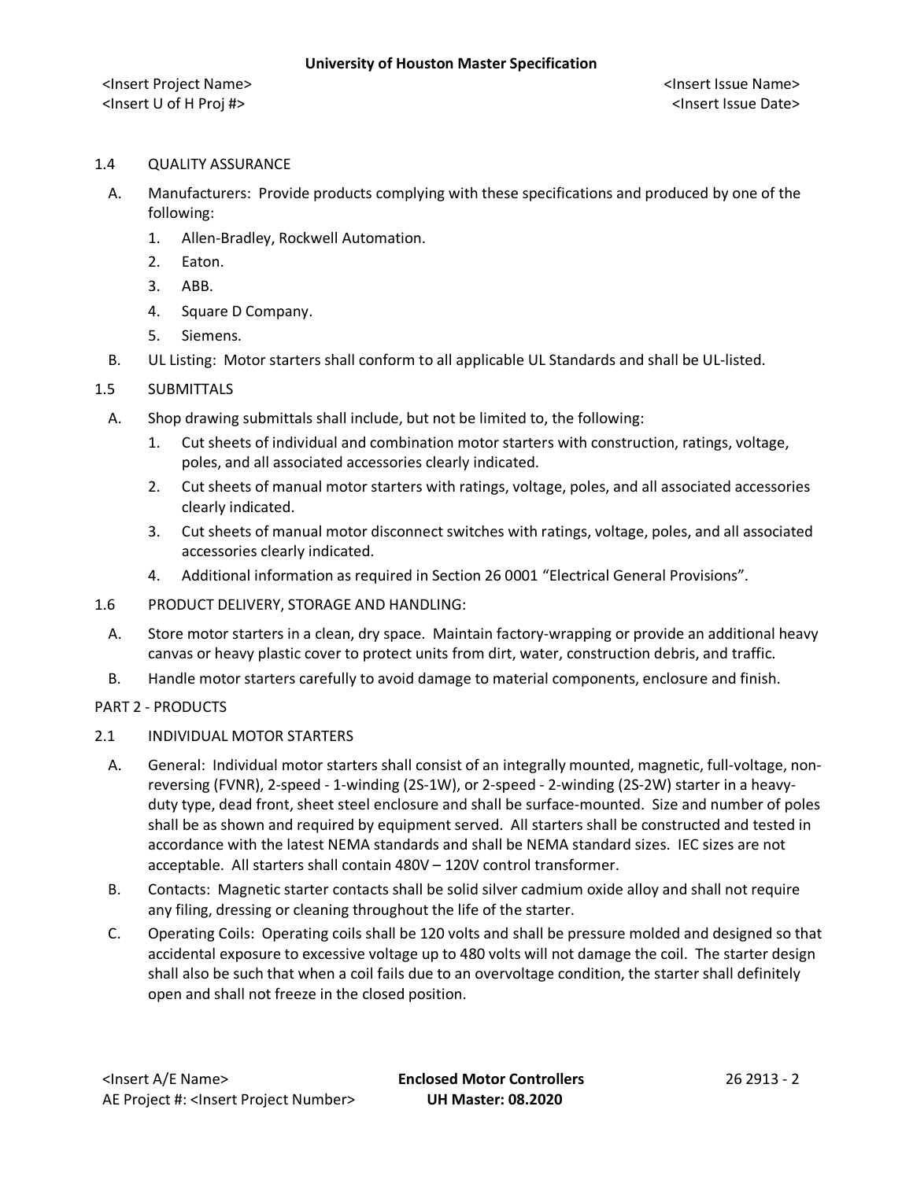1.4 QUALITY ASSURANCE

A. Manufacturers: Provide products complying with these specifications and produced by one of the following:

1. Allen-Bradley, Rockwell Automation.
2. Eaton.
3. ABB.
4. Square D Company.
5. Siemens.

B. UL Listing: Motor starters shall conform to all applicable UL Standards and shall be UL-listed.

1.5 SUBMITTALS

A. Shop drawing submittals shall include, but not be limited to, the following:

1. Cut sheets of individual and combination motor starters with construction, ratings, voltage, poles, and all associated accessories clearly indicated.
2. Cut sheets of manual motor starters with ratings, voltage, poles, and all associated accessories clearly indicated.
3. Cut sheets of manual motor disconnect switches with ratings, voltage, poles, and all associated accessories clearly indicated.
4. Additional information as required in Section 26 0001 "Electrical General Provisions".

1.6 PRODUCT DELIVERY, STORAGE AND HANDLING:

A. Store motor starters in a clean, dry space. Maintain factory-wrapping or provide an additional heavy canvas or heavy plastic cover to protect units from dirt, water, construction debris, and traffic.

B. Handle motor starters carefully to avoid damage to material components, enclosure and finish.

PART 2 - PRODUCTS

2.1 INDIVIDUAL MOTOR STARTERS

A. General: Individual motor starters shall consist of an integrally mounted, magnetic, full-voltage, non-reversing (FVNR), 2-speed - 1-winding (2S-1W), or 2-speed - 2-winding (2S-2W) starter in a heavy-duty type, dead front, sheet steel enclosure and shall be surface-mounted. Size and number of poles shall be as shown and required by equipment served. All starters shall be constructed and tested in accordance with the latest NEMA standards and shall be NEMA standard sizes. IEC sizes are not acceptable. All starters shall contain 480V – 120V control transformer.

B. Contacts: Magnetic starter contacts shall be solid silver cadmium oxide alloy and shall not require any filing, dressing or cleaning throughout the life of the starter.

C. Operating Coils: Operating coils shall be 120 volts and shall be pressure molded and designed so that accidental exposure to excessive voltage up to 480 volts will not damage the coil. The starter design shall also be such that when a coil fails due to an overvoltage condition, the starter shall definitely open and shall not freeze in the closed position.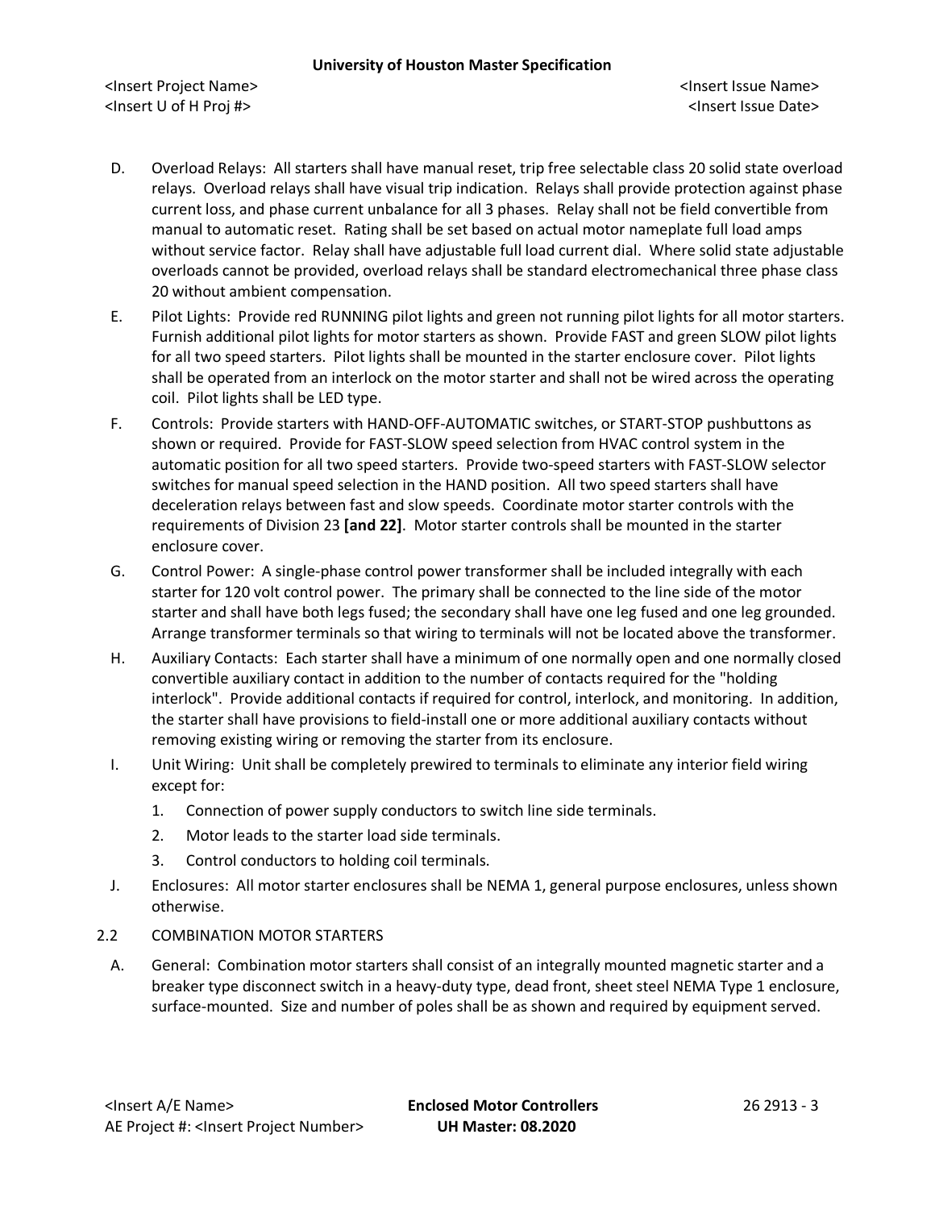D. Overload Relays: All starters shall have manual reset, trip free selectable class 20 solid state overload relays. Overload relays shall have visual trip indication. Relays shall provide protection against phase current loss, and phase current unbalance for all 3 phases. Relay shall not be field convertible from manual to automatic reset. Rating shall be set based on actual motor nameplate full load amps without service factor. Relay shall have adjustable full load current dial. Where solid state adjustable overloads cannot be provided, overload relays shall be standard electromechanical three phase class 20 without ambient compensation.

E. Pilot Lights: Provide red RUNNING pilot lights and green not running pilot lights for all motor starters. Furnish additional pilot lights for motor starters as shown. Provide FAST and green SLOW pilot lights for all two speed starters. Pilot lights shall be mounted in the starter enclosure cover. Pilot lights shall be operated from an interlock on the motor starter and shall not be wired across the operating coil. Pilot lights shall be LED type.

F. Controls: Provide starters with HAND-OFF-AUTOMATIC switches, or START-STOP pushbuttons as shown or required. Provide for FAST-SLOW speed selection from HVAC control system in the automatic position for all two speed starters. Provide two-speed starters with FAST-SLOW selector switches for manual speed selection in the HAND position. All two speed starters shall have deceleration relays between fast and slow speeds. Coordinate motor starter controls with the requirements of Division 23 **[and 22]**. Motor starter controls shall be mounted in the starter enclosure cover.

G. Control Power: A single-phase control power transformer shall be included integrally with each starter for 120 volt control power. The primary shall be connected to the line side of the motor starter and shall have both legs fused; the secondary shall have one leg fused and one leg grounded. Arrange transformer terminals so that wiring to terminals will not be located above the transformer.

H. Auxiliary Contacts: Each starter shall have a minimum of one normally open and one normally closed convertible auxiliary contact in addition to the number of contacts required for the "holding interlock". Provide additional contacts if required for control, interlock, and monitoring. In addition, the starter shall have provisions to field-install one or more additional auxiliary contacts without removing existing wiring or removing the starter from its enclosure.

I. Unit Wiring: Unit shall be completely prewired to terminals to eliminate any interior field wiring except for:

   1. Connection of power supply conductors to switch line side terminals.
   2. Motor leads to the starter load side terminals.
   3. Control conductors to holding coil terminals.

J. Enclosures: All motor starter enclosures shall be NEMA 1, general purpose enclosures, unless shown otherwise.

2.2 COMBINATION MOTOR STARTERS

A. General: Combination motor starters shall consist of an integrally mounted magnetic starter and a breaker type disconnect switch in a heavy-duty type, dead front, sheet steel NEMA Type 1 enclosure, surface-mounted. Size and number of poles shall be as shown and required by equipment served.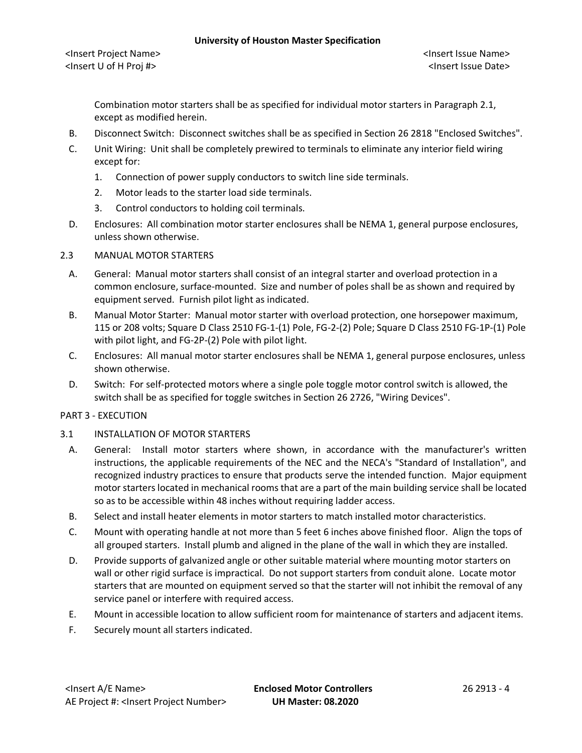Combination motor starters shall be as specified for individual motor starters in Paragraph 2.1, except as modified herein.

B. Disconnect Switch: Disconnect switches shall be as specified in Section 26 2818 "Enclosed Switches".

C. Unit Wiring: Unit shall be completely prewired to terminals to eliminate any interior field wiring except for:

1. Connection of power supply conductors to switch line side terminals.
2. Motor leads to the starter load side terminals.
3. Control conductors to holding coil terminals.

D. Enclosures: All combination motor starter enclosures shall be NEMA 1, general purpose enclosures, unless shown otherwise.

2.3 MANUAL MOTOR STARTERS

A. General: Manual motor starters shall consist of an integral starter and overload protection in a common enclosure, surface-mounted. Size and number of poles shall be as shown and required by equipment served. Furnish pilot light as indicated.

B. Manual Motor Starter: Manual motor starter with overload protection, one horsepower maximum, 115 or 208 volts; Square D Class 2510 FG-1-(1) Pole, FG-2-(2) Pole; Square D Class 2510 FG-1P-(1) Pole with pilot light, and FG-2P-(2) Pole with pilot light.

C. Enclosures: All manual motor starter enclosures shall be NEMA 1, general purpose enclosures, unless shown otherwise.

D. Switch: For self-protected motors where a single pole toggle motor control switch is allowed, the switch shall be as specified for toggle switches in Section 26 2726, "Wiring Devices".

PART 3 - EXECUTION

3.1 INSTALLATION OF MOTOR STARTERS

A. General: Install motor starters where shown, in accordance with the manufacturer's written instructions, the applicable requirements of the NEC and the NECA's "Standard of Installation", and recognized industry practices to ensure that products serve the intended function. Major equipment motor starters located in mechanical rooms that are a part of the main building service shall be located so as to be accessible within 48 inches without requiring ladder access.

B. Select and install heater elements in motor starters to match installed motor characteristics.

C. Mount with operating handle at not more than 5 feet 6 inches above finished floor. Align the tops of all grouped starters. Install plumb and aligned in the plane of the wall in which they are installed.

D. Provide supports of galvanized angle or other suitable material where mounting motor starters on wall or other rigid surface is impractical. Do not support starters from conduit alone. Locate motor starters that are mounted on equipment served so that the starter will not inhibit the removal of any service panel or interfere with required access.

E. Mount in accessible location to allow sufficient room for maintenance of starters and adjacent items.

F. Securely mount all starters indicated.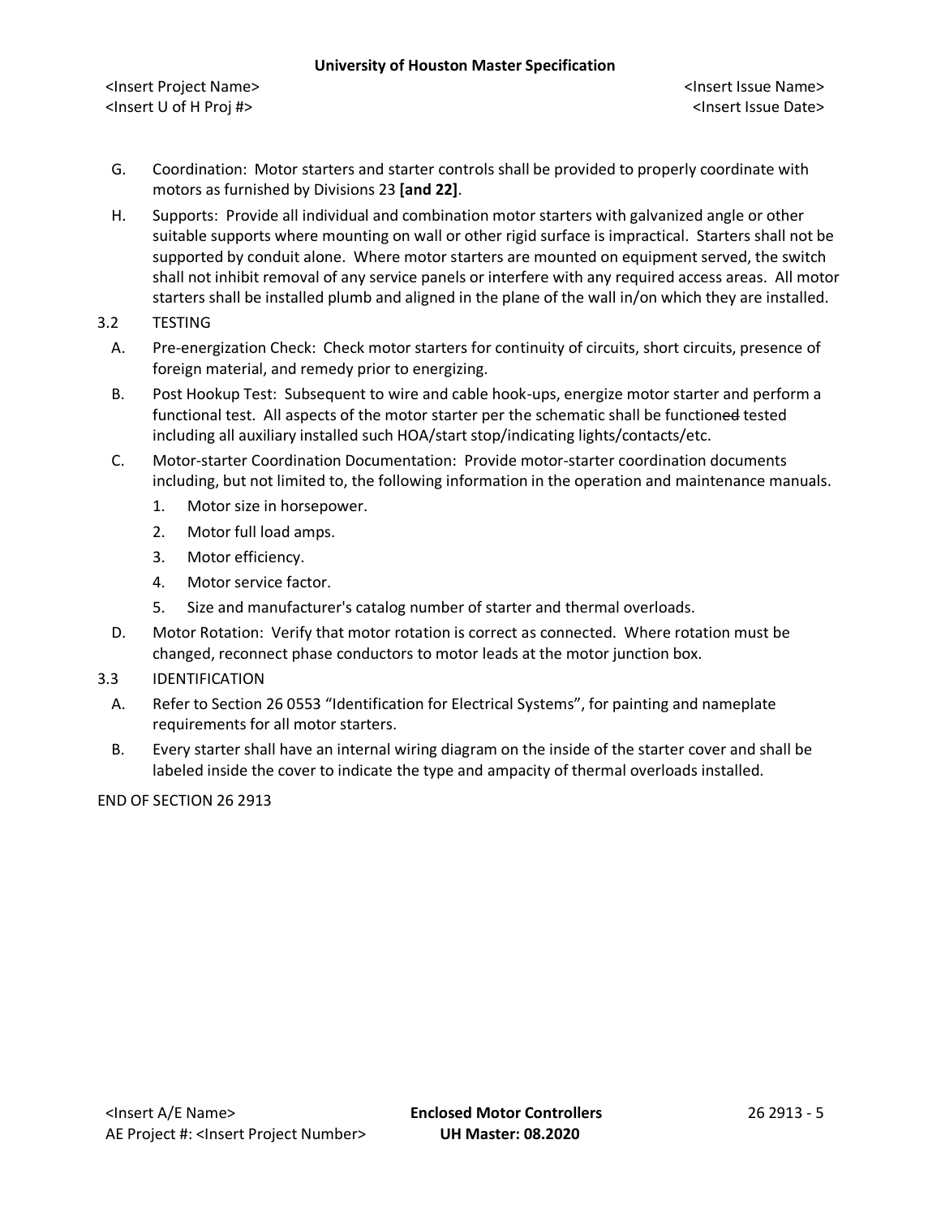G. Coordination: Motor starters and starter controls shall be provided to properly coordinate with motors as furnished by Divisions 23 **[and 22]**.

H. Supports: Provide all individual and combination motor starters with galvanized angle or other suitable supports where mounting on wall or other rigid surface is impractical. Starters shall not be supported by conduit alone. Where motor starters are mounted on equipment served, the switch shall not inhibit removal of any service panels or interfere with any required access areas. All motor starters shall be installed plumb and aligned in the plane of the wall in/on which they are installed.

3.2 TESTING

A. Pre-energization Check: Check motor starters for continuity of circuits, short circuits, presence of foreign material, and remedy prior to energizing.

B. Post Hookup Test: Subsequent to wire and cable hook-ups, energize motor starter and perform a functional test. All aspects of the motor starter per the schematic shall be functioned tested including all auxiliary installed such HOA/start stop/indicating lights/contacts/etc.

C. Motor-starter Coordination Documentation: Provide motor-starter coordination documents including, but not limited to, the following information in the operation and maintenance manuals.

1. Motor size in horsepower.
2. Motor full load amps.
3. Motor efficiency.
4. Motor service factor.
5. Size and manufacturer's catalog number of starter and thermal overloads.

D. Motor Rotation: Verify that motor rotation is correct as connected. Where rotation must be changed, reconnect phase conductors to motor leads at the motor junction box.

3.3 IDENTIFICATION

A. Refer to Section 26 0553 "Identification for Electrical Systems", for painting and nameplate requirements for all motor starters.

B. Every starter shall have an internal wiring diagram on the inside of the starter cover and shall be labeled inside the cover to indicate the type and ampacity of thermal overloads installed.

END OF SECTION 26 2913